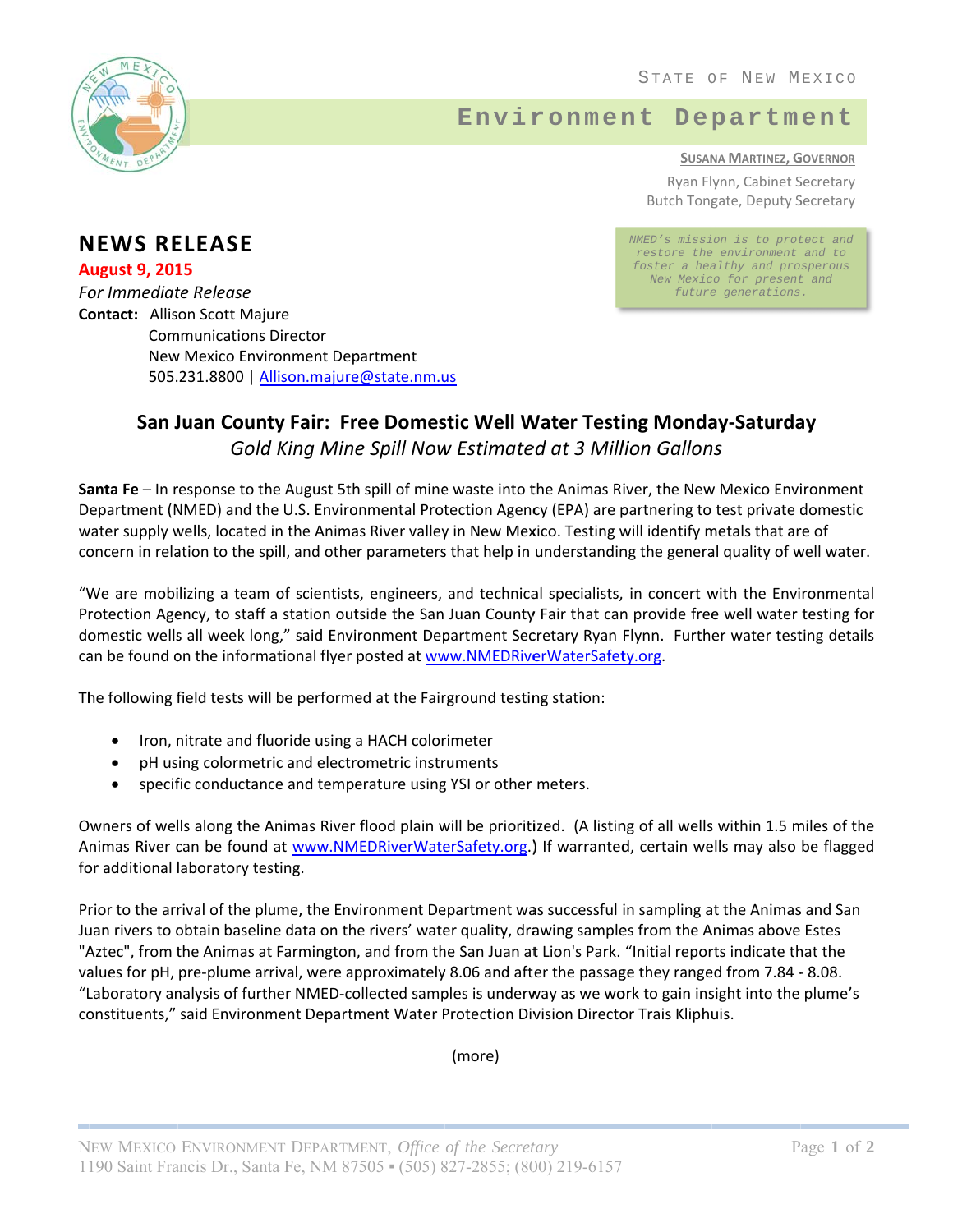STATE OF NEW MEXICO

# Environment Department

SUSANA MARTINEZ, GOVERNOR

Ryan Flynn, Cabinet Secretary
Butch Tongate, Deputy Secretary

*NMED's mission is to protect and restore the environment and to foster a healthy and prosperous New Mexico for present and future generations.*

## NEWS RELEASE

**August 9, 2015**

*For Immediate Release*

**Contact:** Allison Scott Majure
Communications Director
New Mexico Environment Department
505.231.8800 | Allison.majure@state.nm.us

### San Juan County Fair: Free Domestic Well Water Testing Monday-Saturday

*Gold King Mine Spill Now Estimated at 3 Million Gallons*

**Santa Fe** – In response to the August 5th spill of mine waste into the Animas River, the New Mexico Environment Department (NMED) and the U.S. Environmental Protection Agency (EPA) are partnering to test private domestic water supply wells, located in the Animas River valley in New Mexico. Testing will identify metals that are of concern in relation to the spill, and other parameters that help in understanding the general quality of well water.

"We are mobilizing a team of scientists, engineers, and technical specialists, in concert with the Environmental Protection Agency, to staff a station outside the San Juan County Fair that can provide free well water testing for domestic wells all week long," said Environment Department Secretary Ryan Flynn. Further water testing details can be found on the informational flyer posted at www.NMEDRiverWaterSafety.org.

The following field tests will be performed at the Fairground testing station:

- Iron, nitrate and fluoride using a HACH colorimeter
- pH using colormetric and electrometric instruments
- specific conductance and temperature using YSI or other meters.

Owners of wells along the Animas River flood plain will be prioritized. (A listing of all wells within 1.5 miles of the Animas River can be found at www.NMEDRiverWaterSafety.org.) If warranted, certain wells may also be flagged for additional laboratory testing.

Prior to the arrival of the plume, the Environment Department was successful in sampling at the Animas and San Juan rivers to obtain baseline data on the rivers' water quality, drawing samples from the Animas above Estes "Aztec", from the Animas at Farmington, and from the San Juan at Lion's Park. "Initial reports indicate that the values for pH, pre-plume arrival, were approximately 8.06 and after the passage they ranged from 7.84 - 8.08. "Laboratory analysis of further NMED-collected samples is underway as we work to gain insight into the plume's constituents," said Environment Department Water Protection Division Director Trais Kliphuis.

(more)

NEW MEXICO ENVIRONMENT DEPARTMENT, *Office of the Secretary*
1190 Saint Francis Dr., Santa Fe, NM 87505 ▪ (505) 827-2855; (800) 219-6157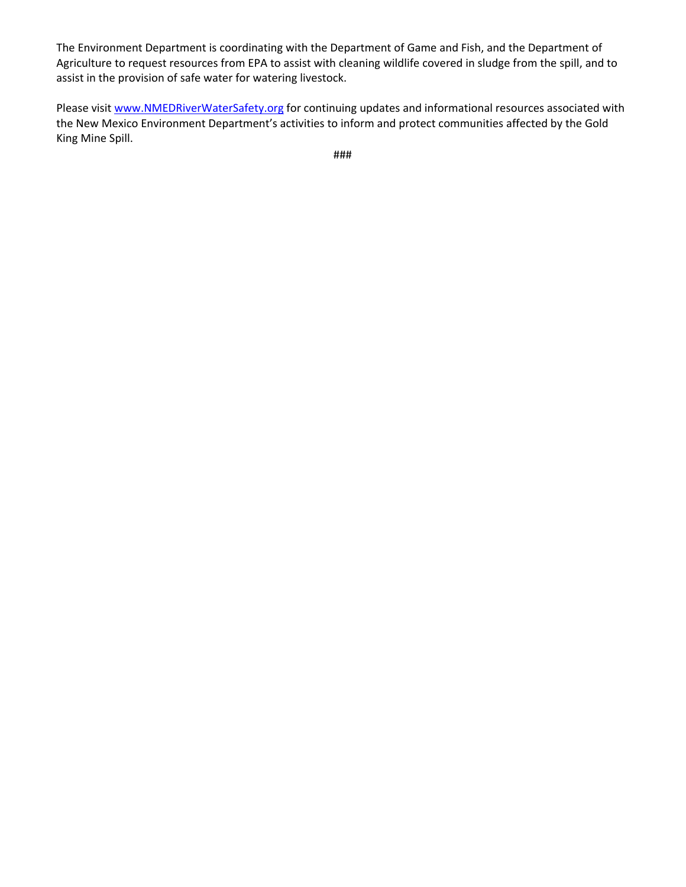The Environment Department is coordinating with the Department of Game and Fish, and the Department of Agriculture to request resources from EPA to assist with cleaning wildlife covered in sludge from the spill, and to assist in the provision of safe water for watering livestock.

Please visit [www.NMEDRiverWaterSafety.org](http://www.NMEDRiverWaterSafety.org) for continuing updates and informational resources associated with the New Mexico Environment Department's activities to inform and protect communities affected by the Gold King Mine Spill.

###